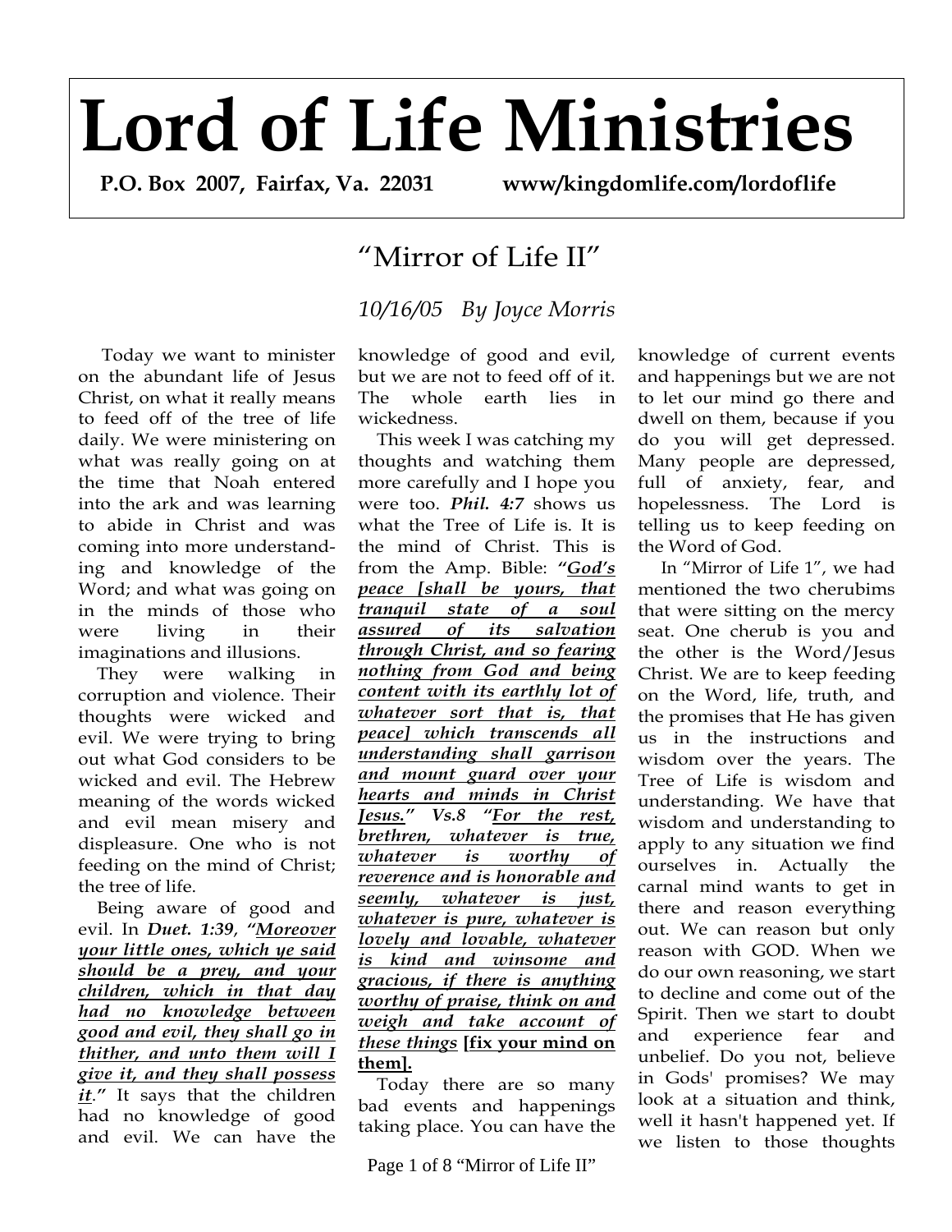# Lord of Life Ministries

**P.O. Box 2007, Fairfax, Va. 22031 www/kingdomlife.com/lordoflife**

## "Mirror of Life II"

*10/16/05 By Joyce Morris*

Today we want to minister on the abundant life of Jesus Christ, on what it really means to feed off of the tree of life daily. We were ministering on what was really going on at the time that Noah entered into the ark and was learning to abide in Christ and was coming into more understanding and knowledge of the Word; and what was going on in the minds of those who were living in their imaginations and illusions.

They were walking in corruption and violence. Their thoughts were wicked and evil. We were trying to bring out what God considers to be wicked and evil. The Hebrew meaning of the words wicked and evil mean misery and displeasure. One who is not feeding on the mind of Christ; the tree of life.

Being aware of good and evil. In ***Duet. 1:39***, ***"<u>Moreover your little ones, which ye said should be a prey, and your children, which in that day had no knowledge between good and evil, they shall go in thither, and unto them will I give it, and they shall possess it</u>."*** It says that the children had no knowledge of good and evil. We can have the knowledge of good and evil, but we are not to feed off of it. The whole earth lies in wickedness.

This week I was catching my thoughts and watching them more carefully and I hope you were too. ***Phil. 4:7*** shows us what the Tree of Life is. It is the mind of Christ. This is from the Amp. Bible: ***"<u>God's peace [shall be yours, that tranquil state of a soul assured of its salvation through Christ, and so fearing nothing from God and being content with its earthly lot of whatever sort that is, that peace] which transcends all understanding shall garrison and mount guard over your hearts and minds in Christ Jesus.</u>" Vs.8 "<u>For the rest, brethren, whatever is true, whatever is worthy of reverence and is honorable and seemly, whatever is just, whatever is pure, whatever is lovely and lovable, whatever is kind and winsome and gracious, if there is anything worthy of praise, think on and weigh and take account of these things</u>*** **<u>[fix your mind on them].</u>**

Today there are so many bad events and happenings taking place. You can have the knowledge of current events and happenings but we are not to let our mind go there and dwell on them, because if you do you will get depressed. Many people are depressed, full of anxiety, fear, and hopelessness. The Lord is telling us to keep feeding on the Word of God.

In "Mirror of Life 1", we had mentioned the two cherubims that were sitting on the mercy seat. One cherub is you and the other is the Word/Jesus Christ. We are to keep feeding on the Word, life, truth, and the promises that He has given us in the instructions and wisdom over the years. The Tree of Life is wisdom and understanding. We have that wisdom and understanding to apply to any situation we find ourselves in. Actually the carnal mind wants to get in there and reason everything out. We can reason but only reason with GOD. When we do our own reasoning, we start to decline and come out of the Spirit. Then we start to doubt and experience fear and unbelief. Do you not, believe in Gods' promises? We may look at a situation and think, well it hasn't happened yet. If we listen to those thoughts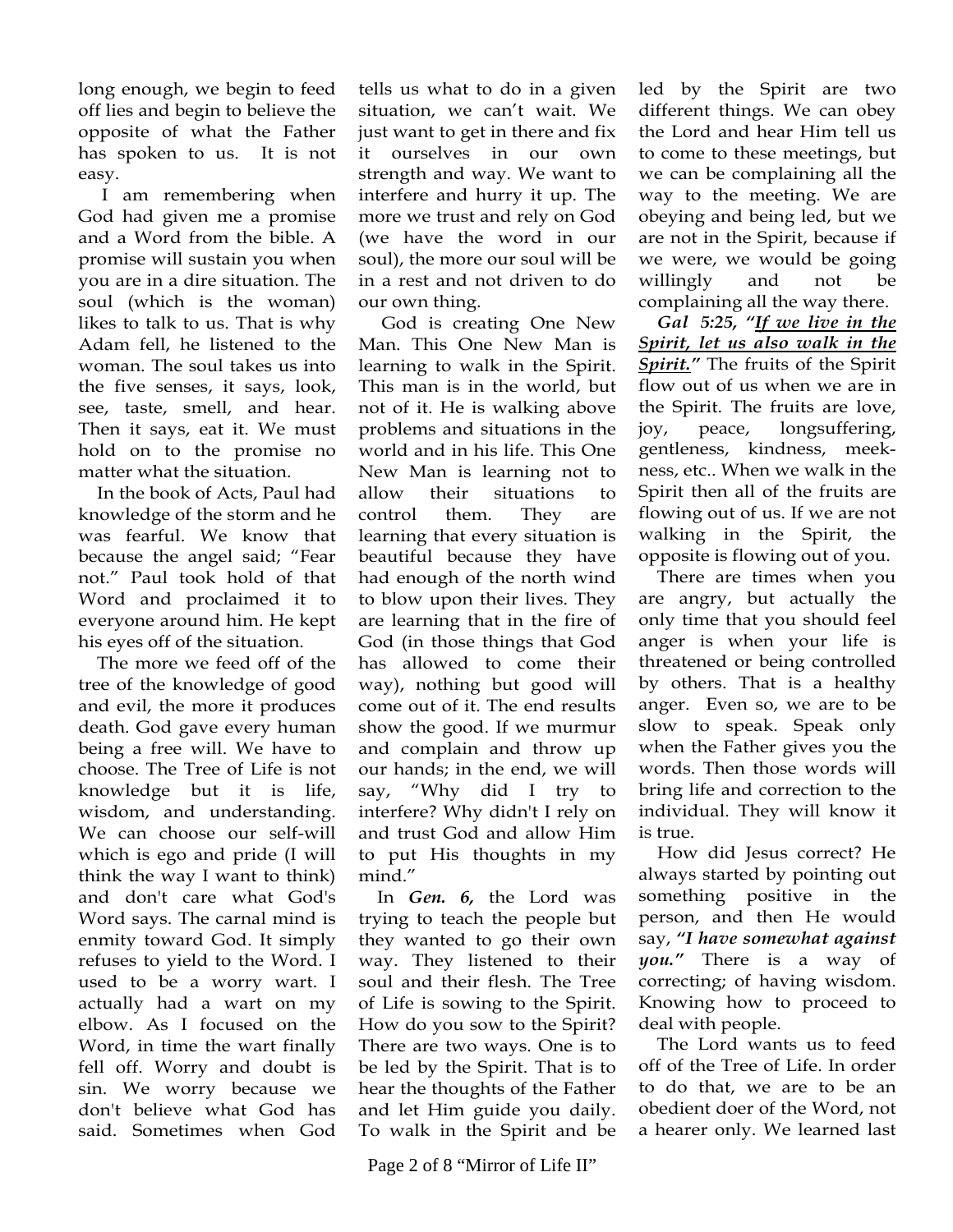long enough, we begin to feed off lies and begin to believe the opposite of what the Father has spoken to us. It is not easy.

I am remembering when God had given me a promise and a Word from the bible. A promise will sustain you when you are in a dire situation. The soul (which is the woman) likes to talk to us. That is why Adam fell, he listened to the woman. The soul takes us into the five senses, it says, look, see, taste, smell, and hear. Then it says, eat it. We must hold on to the promise no matter what the situation.

In the book of Acts, Paul had knowledge of the storm and he was fearful. We know that because the angel said; "Fear not." Paul took hold of that Word and proclaimed it to everyone around him. He kept his eyes off of the situation.

The more we feed off of the tree of the knowledge of good and evil, the more it produces death. God gave every human being a free will. We have to choose. The Tree of Life is not knowledge but it is life, wisdom, and understanding. We can choose our self-will which is ego and pride (I will think the way I want to think) and don't care what God's Word says. The carnal mind is enmity toward God. It simply refuses to yield to the Word. I used to be a worry wart. I actually had a wart on my elbow. As I focused on the Word, in time the wart finally fell off. Worry and doubt is sin. We worry because we don't believe what God has said. Sometimes when God tells us what to do in a given situation, we can't wait. We just want to get in there and fix it ourselves in our own strength and way. We want to interfere and hurry it up. The more we trust and rely on God (we have the word in our soul), the more our soul will be in a rest and not driven to do our own thing.

God is creating One New Man. This One New Man is learning to walk in the Spirit. This man is in the world, but not of it. He is walking above problems and situations in the world and in his life. This One New Man is learning not to allow their situations to control them. They are learning that every situation is beautiful because they have had enough of the north wind to blow upon their lives. They are learning that in the fire of God (in those things that God has allowed to come their way), nothing but good will come out of it. The end results show the good. If we murmur and complain and throw up our hands; in the end, we will say, "Why did I try to interfere? Why didn't I rely on and trust God and allow Him to put His thoughts in my mind."

In ***Gen. 6,*** the Lord was trying to teach the people but they wanted to go their own way. They listened to their soul and their flesh. The Tree of Life is sowing to the Spirit. How do you sow to the Spirit? There are two ways. One is to be led by the Spirit. That is to hear the thoughts of the Father and let Him guide you daily. To walk in the Spirit and be led by the Spirit are two different things. We can obey the Lord and hear Him tell us to come to these meetings, but we can be complaining all the way to the meeting. We are obeying and being led, but we are not in the Spirit, because if we were, we would be going willingly and not be complaining all the way there.

***Gal 5:25, "<u>If we live in the Spirit, let us also walk in the Spirit.</u>"*** The fruits of the Spirit flow out of us when we are in the Spirit. The fruits are love, joy, peace, longsuffering, gentleness, kindness, meekness, etc.. When we walk in the Spirit then all of the fruits are flowing out of us. If we are not walking in the Spirit, the opposite is flowing out of you.

There are times when you are angry, but actually the only time that you should feel anger is when your life is threatened or being controlled by others. That is a healthy anger. Even so, we are to be slow to speak. Speak only when the Father gives you the words. Then those words will bring life and correction to the individual. They will know it is true.

How did Jesus correct? He always started by pointing out something positive in the person, and then He would say, ***"I have somewhat against you."*** There is a way of correcting; of having wisdom. Knowing how to proceed to deal with people.

The Lord wants us to feed off of the Tree of Life. In order to do that, we are to be an obedient doer of the Word, not a hearer only. We learned last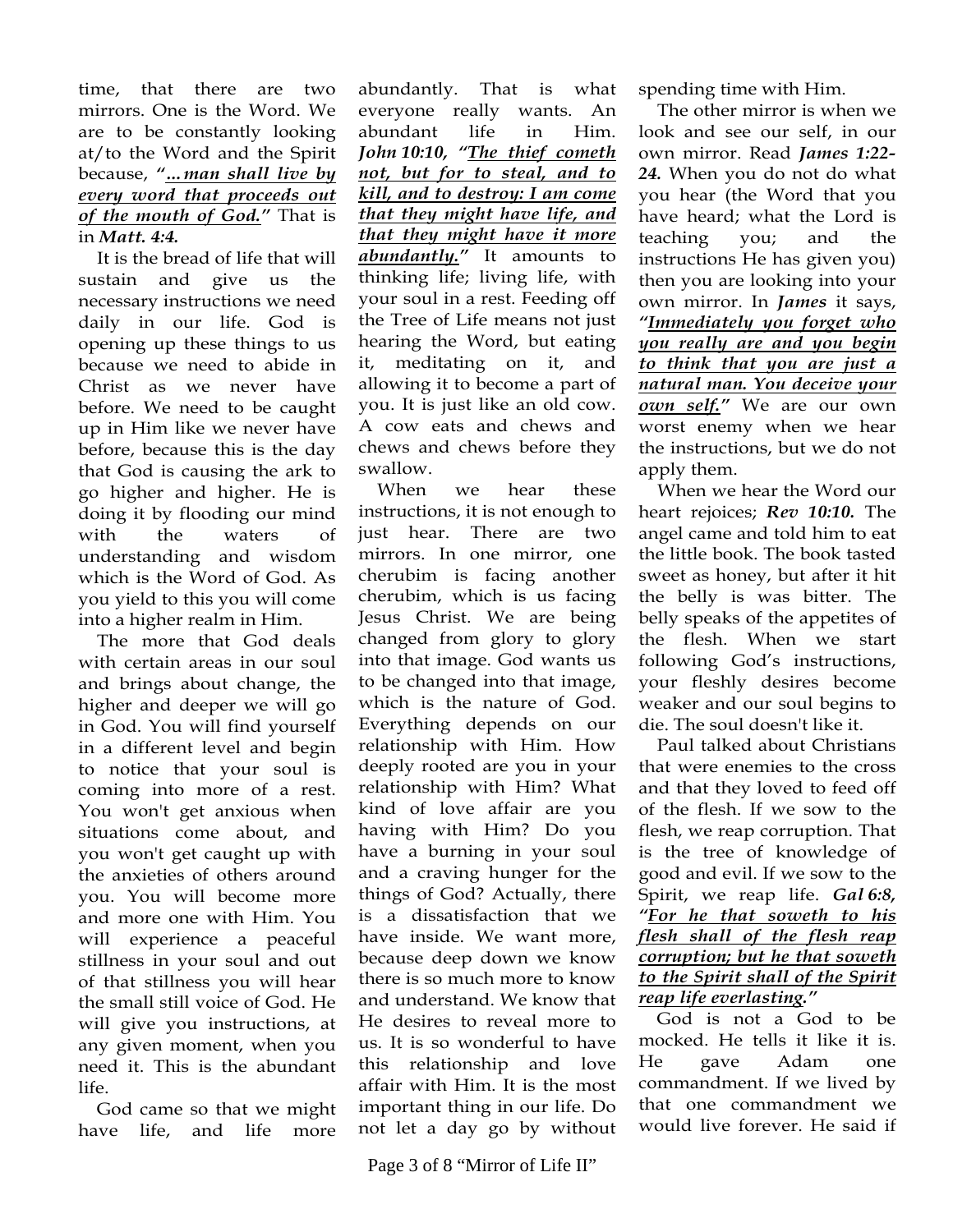time, that there are two mirrors. One is the Word. We are to be constantly looking at/to the Word and the Spirit because, ***"…man shall live by every word that proceeds out of the mouth of God."*** That is in ***Matt. 4:4.***

It is the bread of life that will sustain and give us the necessary instructions we need daily in our life. God is opening up these things to us because we need to abide in Christ as we never have before. We need to be caught up in Him like we never have before, because this is the day that God is causing the ark to go higher and higher. He is doing it by flooding our mind with the waters of understanding and wisdom which is the Word of God. As you yield to this you will come into a higher realm in Him.

The more that God deals with certain areas in our soul and brings about change, the higher and deeper we will go in God. You will find yourself in a different level and begin to notice that your soul is coming into more of a rest. You won't get anxious when situations come about, and you won't get caught up with the anxieties of others around you. You will become more and more one with Him. You will experience a peaceful stillness in your soul and out of that stillness you will hear the small still voice of God. He will give you instructions, at any given moment, when you need it. This is the abundant life.

God came so that we might have life, and life more abundantly. That is what everyone really wants. An abundant life in Him. ***John 10:10, "The thief cometh not, but for to steal, and to kill, and to destroy: I am come that they might have life, and that they might have it more abundantly."*** It amounts to thinking life; living life, with your soul in a rest. Feeding off the Tree of Life means not just hearing the Word, but eating it, meditating on it, and allowing it to become a part of you. It is just like an old cow. A cow eats and chews and chews and chews before they swallow.

When we hear these instructions, it is not enough to just hear. There are two mirrors. In one mirror, one cherubim is facing another cherubim, which is us facing Jesus Christ. We are being changed from glory to glory into that image. God wants us to be changed into that image, which is the nature of God. Everything depends on our relationship with Him. How deeply rooted are you in your relationship with Him? What kind of love affair are you having with Him? Do you have a burning in your soul and a craving hunger for the things of God? Actually, there is a dissatisfaction that we have inside. We want more, because deep down we know there is so much more to know and understand. We know that He desires to reveal more to us. It is so wonderful to have this relationship and love affair with Him. It is the most important thing in our life. Do not let a day go by without spending time with Him.

The other mirror is when we look and see our self, in our own mirror. Read ***James 1:22-24.*** When you do not do what you hear (the Word that you have heard; what the Lord is teaching you; and the instructions He has given you) then you are looking into your own mirror. In ***James*** it says, ***"Immediately you forget who you really are and you begin to think that you are just a natural man. You deceive your own self."*** We are our own worst enemy when we hear the instructions, but we do not apply them.

When we hear the Word our heart rejoices; ***Rev 10:10.*** The angel came and told him to eat the little book. The book tasted sweet as honey, but after it hit the belly is was bitter. The belly speaks of the appetites of the flesh. When we start following God's instructions, your fleshly desires become weaker and our soul begins to die. The soul doesn't like it.

Paul talked about Christians that were enemies to the cross and that they loved to feed off of the flesh. If we sow to the flesh, we reap corruption. That is the tree of knowledge of good and evil. If we sow to the Spirit, we reap life. ***Gal 6:8, "For he that soweth to his flesh shall of the flesh reap corruption; but he that soweth to the Spirit shall of the Spirit reap life everlasting."***

God is not a God to be mocked. He tells it like it is. He gave Adam one commandment. If we lived by that one commandment we would live forever. He said if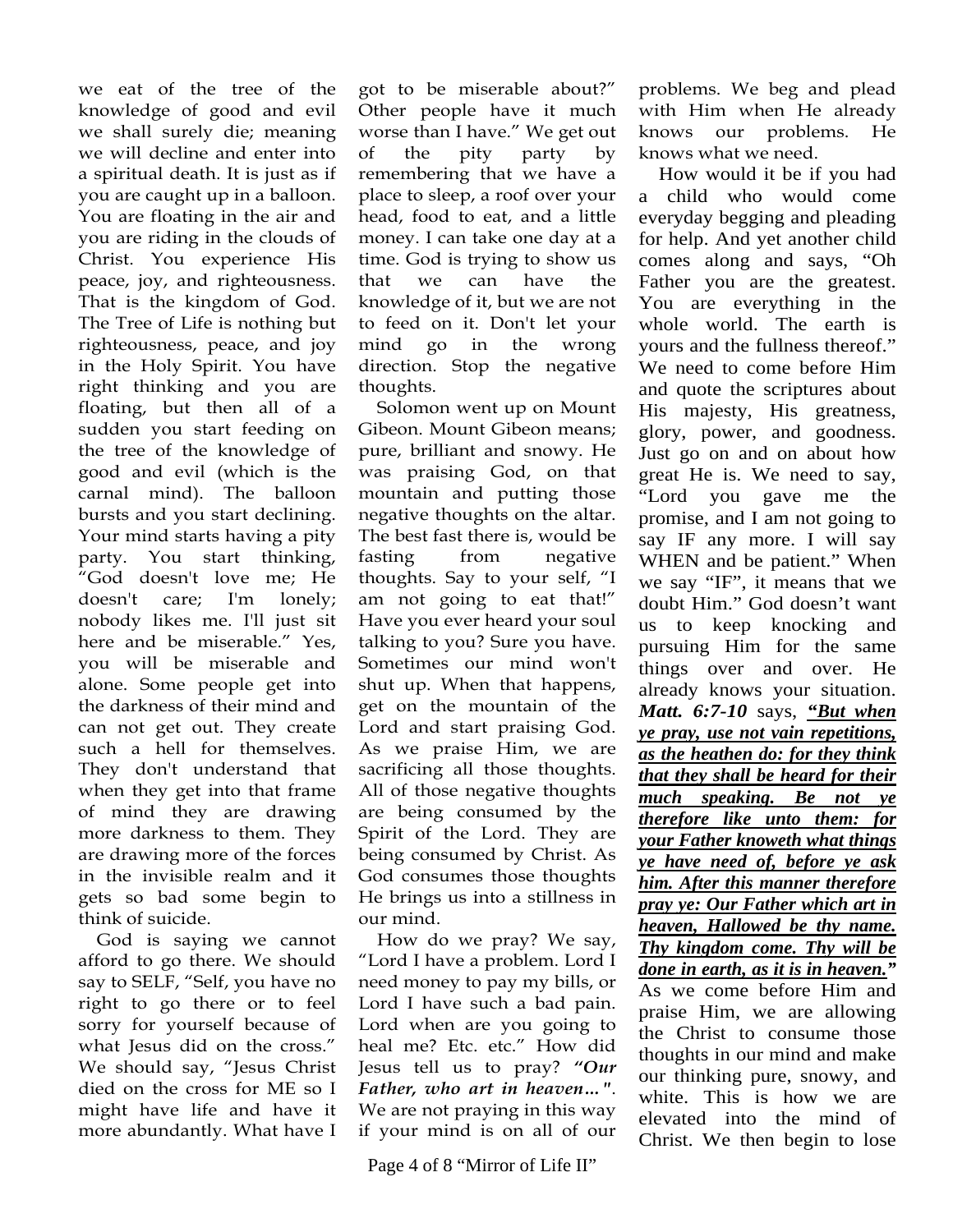we eat of the tree of the knowledge of good and evil we shall surely die; meaning we will decline and enter into a spiritual death. It is just as if you are caught up in a balloon. You are floating in the air and you are riding in the clouds of Christ. You experience His peace, joy, and righteousness. That is the kingdom of God. The Tree of Life is nothing but righteousness, peace, and joy in the Holy Spirit. You have right thinking and you are floating, but then all of a sudden you start feeding on the tree of the knowledge of good and evil (which is the carnal mind). The balloon bursts and you start declining. Your mind starts having a pity party. You start thinking, "God doesn't love me; He doesn't care; I'm lonely; nobody likes me. I'll just sit here and be miserable." Yes, you will be miserable and alone. Some people get into the darkness of their mind and can not get out. They create such a hell for themselves. They don't understand that when they get into that frame of mind they are drawing more darkness to them. They are drawing more of the forces in the invisible realm and it gets so bad some begin to think of suicide.

God is saying we cannot afford to go there. We should say to SELF, "Self, you have no right to go there or to feel sorry for yourself because of what Jesus did on the cross." We should say, "Jesus Christ died on the cross for ME so I might have life and have it more abundantly. What have I got to be miserable about?" Other people have it much worse than I have." We get out of the pity party by remembering that we have a place to sleep, a roof over your head, food to eat, and a little money. I can take one day at a time. God is trying to show us that we can have the knowledge of it, but we are not to feed on it. Don't let your mind go in the wrong direction. Stop the negative thoughts.

Solomon went up on Mount Gibeon. Mount Gibeon means; pure, brilliant and snowy. He was praising God, on that mountain and putting those negative thoughts on the altar. The best fast there is, would be fasting from negative thoughts. Say to your self, "I am not going to eat that!" Have you ever heard your soul talking to you? Sure you have. Sometimes our mind won't shut up. When that happens, get on the mountain of the Lord and start praising God. As we praise Him, we are sacrificing all those thoughts. All of those negative thoughts are being consumed by the Spirit of the Lord. They are being consumed by Christ. As God consumes those thoughts He brings us into a stillness in our mind.

How do we pray? We say, "Lord I have a problem. Lord I need money to pay my bills, or Lord I have such a bad pain. Lord when are you going to heal me? Etc. etc." How did Jesus tell us to pray? ***"Our Father, who art in heaven…"***. We are not praying in this way if your mind is on all of our problems. We beg and plead with Him when He already knows our problems. He knows what we need.

How would it be if you had a child who would come everyday begging and pleading for help. And yet another child comes along and says, "Oh Father you are the greatest. You are everything in the whole world. The earth is yours and the fullness thereof." We need to come before Him and quote the scriptures about His majesty, His greatness, glory, power, and goodness. Just go on and on about how great He is. We need to say, "Lord you gave me the promise, and I am not going to say IF any more. I will say WHEN and be patient." When we say "IF", it means that we doubt Him." God doesn't want us to keep knocking and pursuing Him for the same things over and over. He already knows your situation. ***Matt. 6:7-10*** says, ***"But when ye pray, use not vain repetitions, as the heathen do: for they think that they shall be heard for their much speaking. Be not ye therefore like unto them: for your Father knoweth what things ye have need of, before ye ask him. After this manner therefore pray ye: Our Father which art in heaven, Hallowed be thy name. Thy kingdom come. Thy will be done in earth, as it is in heaven."*** As we come before Him and praise Him, we are allowing the Christ to consume those thoughts in our mind and make our thinking pure, snowy, and white. This is how we are elevated into the mind of Christ. We then begin to lose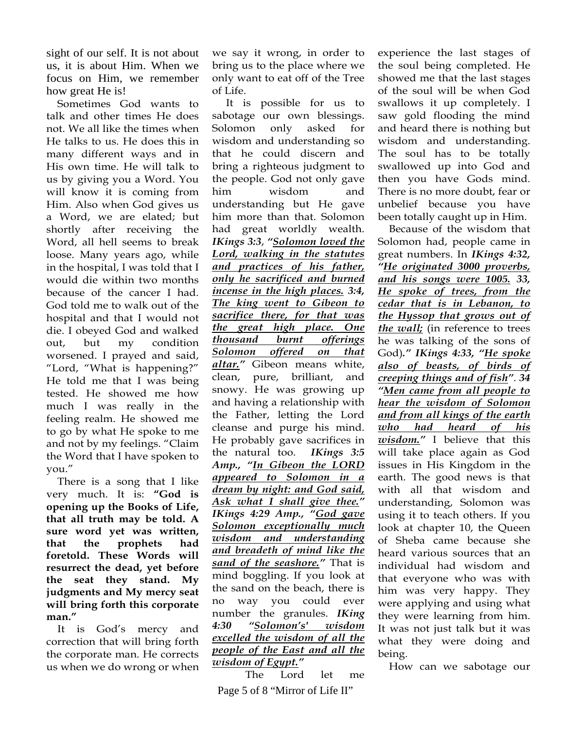sight of our self. It is not about us, it is about Him. When we focus on Him, we remember how great He is!

Sometimes God wants to talk and other times He does not. We all like the times when He talks to us. He does this in many different ways and in His own time. He will talk to us by giving you a Word. You will know it is coming from Him. Also when God gives us a Word, we are elated; but shortly after receiving the Word, all hell seems to break loose. Many years ago, while in the hospital, I was told that I would die within two months because of the cancer I had. God told me to walk out of the hospital and that I would not die. I obeyed God and walked out, but my condition worsened. I prayed and said, "Lord, "What is happening?" He told me that I was being tested. He showed me how much I was really in the feeling realm. He showed me to go by what He spoke to me and not by my feelings. "Claim the Word that I have spoken to you."

There is a song that I like very much. It is: **"God is opening up the Books of Life, that all truth may be told. A sure word yet was written, that the prophets had foretold. These Words will resurrect the dead, yet before the seat they stand. My judgments and My mercy seat will bring forth this corporate man."**

It is God's mercy and correction that will bring forth the corporate man. He corrects us when we do wrong or when we say it wrong, in order to bring us to the place where we only want to eat off of the Tree of Life.

It is possible for us to sabotage our own blessings. Solomon only asked for wisdom and understanding so that he could discern and bring a righteous judgment to the people. God not only gave him wisdom and understanding but He gave him more than that. Solomon had great worldly wealth. ***IKings 3:3, "Solomon loved the Lord, walking in the statutes and practices of his father, only he sacrificed and burned incense in the high places. 3:4, The king went to Gibeon to sacrifice there, for that was the great high place. One thousand burnt offerings Solomon offered on that altar."*** Gibeon means white, clean, pure, brilliant, and snowy. He was growing up and having a relationship with the Father, letting the Lord cleanse and purge his mind. He probably gave sacrifices in the natural too. ***IKings 3:5 Amp., "In Gibeon the LORD appeared to Solomon in a dream by night: and God said, Ask what I shall give thee." IKings 4:29 Amp., "God gave Solomon exceptionally much wisdom and understanding and breadeth of mind like the sand of the seashore."*** That is mind boggling. If you look at the sand on the beach, there is no way you could ever number the granules. ***IKing 4:30 "Solomon's' wisdom excelled the wisdom of all the people of the East and all the wisdom of Egypt."***

The Lord let me experience the last stages of the soul being completed. He showed me that the last stages of the soul will be when God swallows it up completely. I saw gold flooding the mind and heard there is nothing but wisdom and understanding. The soul has to be totally swallowed up into God and then you have Gods mind. There is no more doubt, fear or unbelief because you have been totally caught up in Him.

Because of the wisdom that Solomon had, people came in great numbers. In ***IKings 4:32, "He originated 3000 proverbs, and his songs were 1005. 33, He spoke of trees, from the cedar that is in Lebanon, to the Hyssop that grows out of the wall;*** (in reference to trees he was talking of the sons of God)***." IKings 4:33, "He spoke also of beasts, of birds of creeping things and of fish". 34 "Men came from all people to hear the wisdom of Solomon and from all kings of the earth who had heard of his wisdom."*** I believe that this will take place again as God issues in His Kingdom in the earth. The good news is that with all that wisdom and understanding, Solomon was using it to teach others. If you look at chapter 10, the Queen of Sheba came because she heard various sources that an individual had wisdom and that everyone who was with him was very happy. They were applying and using what they were learning from him. It was not just talk but it was what they were doing and being.

How can we sabotage our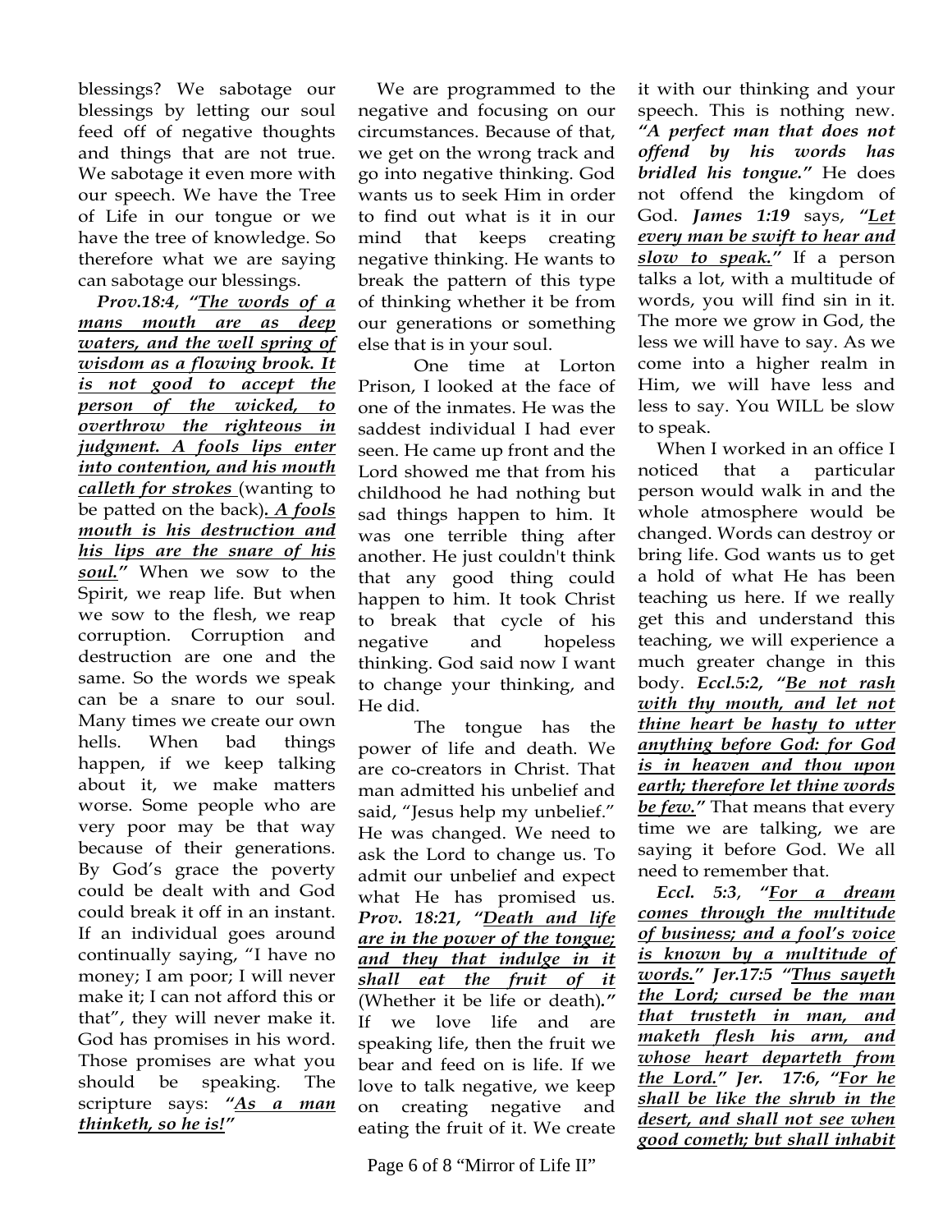blessings? We sabotage our blessings by letting our soul feed off of negative thoughts and things that are not true. We sabotage it even more with our speech. We have the Tree of Life in our tongue or we have the tree of knowledge. So therefore what we are saying can sabotage our blessings.

***Prov.18:4***, ***"The words of a mans mouth are as deep waters, and the well spring of wisdom as a flowing brook. It is not good to accept the person of the wicked, to overthrow the righteous in judgment. A fools lips enter into contention, and his mouth calleth for strokes*** (wanting to be patted on the back)***. A fools mouth is his destruction and his lips are the snare of his soul."*** When we sow to the Spirit, we reap life. But when we sow to the flesh, we reap corruption. Corruption and destruction are one and the same. So the words we speak can be a snare to our soul. Many times we create our own hells. When bad things happen, if we keep talking about it, we make matters worse. Some people who are very poor may be that way because of their generations. By God's grace the poverty could be dealt with and God could break it off in an instant. If an individual goes around continually saying, "I have no money; I am poor; I will never make it; I can not afford this or that", they will never make it. God has promises in his word. Those promises are what you should be speaking. The scripture says: ***"As a man thinketh, so he is!"***

We are programmed to the negative and focusing on our circumstances. Because of that, we get on the wrong track and go into negative thinking. God wants us to seek Him in order to find out what is it in our mind that keeps creating negative thinking. He wants to break the pattern of this type of thinking whether it be from our generations or something else that is in your soul.

One time at Lorton Prison, I looked at the face of one of the inmates. He was the saddest individual I had ever seen. He came up front and the Lord showed me that from his childhood he had nothing but sad things happen to him. It was one terrible thing after another. He just couldn't think that any good thing could happen to him. It took Christ to break that cycle of his negative and hopeless thinking. God said now I want to change your thinking, and He did.

The tongue has the power of life and death. We are co-creators in Christ. That man admitted his unbelief and said, "Jesus help my unbelief." He was changed. We need to ask the Lord to change us. To admit our unbelief and expect what He has promised us. ***Prov. 18:21, "Death and life are in the power of the tongue; and they that indulge in it shall eat the fruit of it*** (Whether it be life or death)***."*** If we love life and are speaking life, then the fruit we bear and feed on is life. If we love to talk negative, we keep on creating negative and eating the fruit of it. We create it with our thinking and your speech. This is nothing new. ***"A perfect man that does not offend by his words has bridled his tongue."*** He does not offend the kingdom of God. ***James 1:19*** says, ***"Let every man be swift to hear and slow to speak."*** If a person talks a lot, with a multitude of words, you will find sin in it. The more we grow in God, the less we will have to say. As we come into a higher realm in Him, we will have less and less to say. You WILL be slow to speak.

When I worked in an office I noticed that a particular person would walk in and the whole atmosphere would be changed. Words can destroy or bring life. God wants us to get a hold of what He has been teaching us here. If we really get this and understand this teaching, we will experience a much greater change in this body. ***Eccl.5:2, "Be not rash with thy mouth, and let not thine heart be hasty to utter anything before God: for God is in heaven and thou upon earth; therefore let thine words be few."*** That means that every time we are talking, we are saying it before God. We all need to remember that.

***Eccl. 5:3***, ***"For a dream comes through the multitude of business; and a fool's voice is known by a multitude of words." Jer.17:5 "Thus sayeth the Lord; cursed be the man that trusteth in man, and maketh flesh his arm, and whose heart departeth from the Lord." Jer. 17:6, "For he shall be like the shrub in the desert, and shall not see when good cometh; but shall inhabit***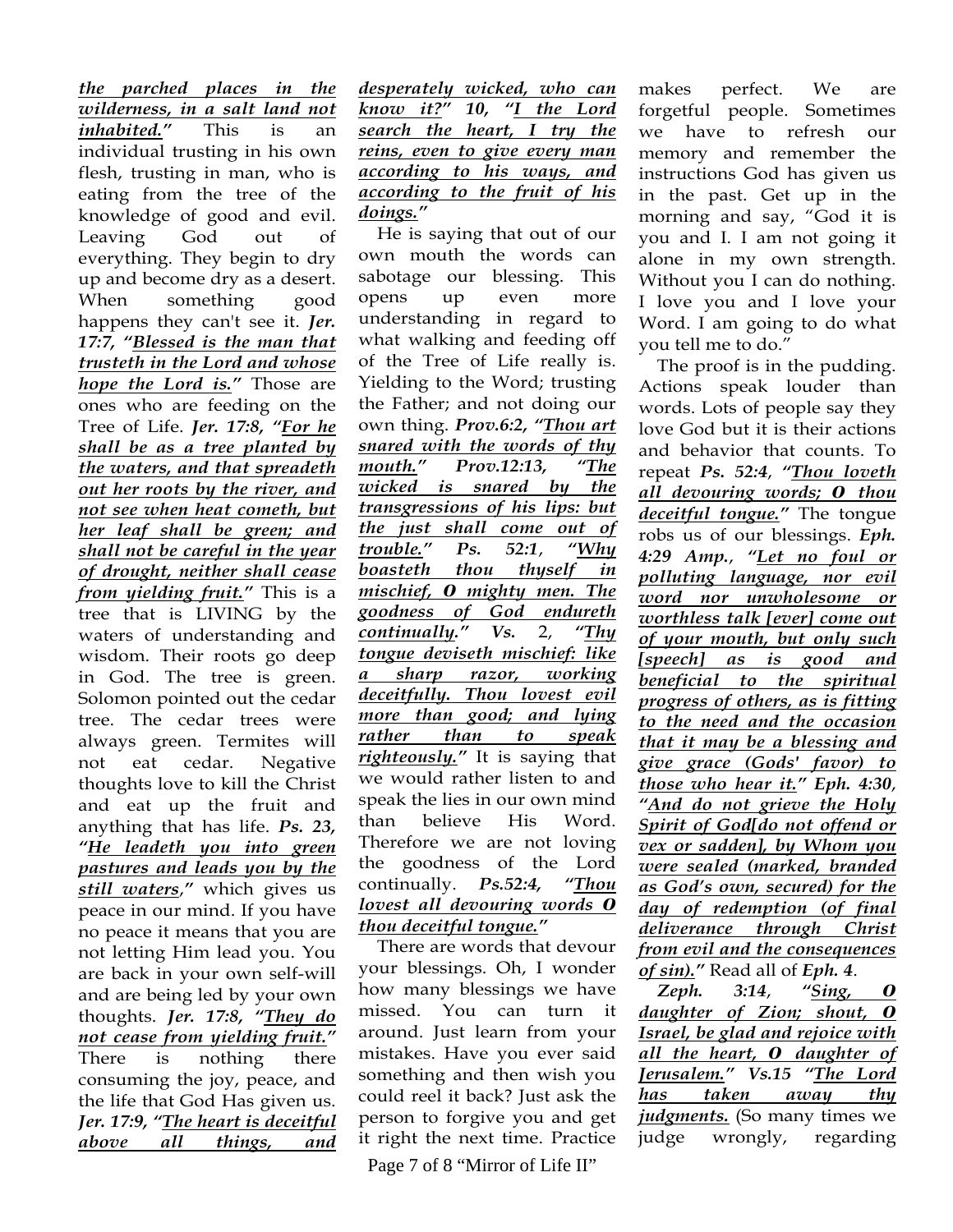***the parched places in the wilderness, in a salt land not inhabited."*** This is an individual trusting in his own flesh, trusting in man, who is eating from the tree of the knowledge of good and evil. Leaving God out of everything. They begin to dry up and become dry as a desert. When something good happens they can't see it. ***Jer. 17:7, "Blessed is the man that trusteth in the Lord and whose hope the Lord is."*** Those are ones who are feeding on the Tree of Life. ***Jer. 17:8, "For he shall be as a tree planted by the waters, and that spreadeth out her roots by the river, and not see when heat cometh, but her leaf shall be green; and shall not be careful in the year of drought, neither shall cease from yielding fruit."*** This is a tree that is LIVING by the waters of understanding and wisdom. Their roots go deep in God. The tree is green. Solomon pointed out the cedar tree. The cedar trees were always green. Termites will not eat cedar. Negative thoughts love to kill the Christ and eat up the fruit and anything that has life. ***Ps. 23, "He leadeth you into green pastures and leads you by the still waters,"*** which gives us peace in our mind. If you have no peace it means that you are not letting Him lead you. You are back in your own self-will and are being led by your own thoughts. ***Jer. 17:8, "They do not cease from yielding fruit."*** There is nothing there consuming the joy, peace, and the life that God Has given us. ***Jer. 17:9, "The heart is deceitful above all things, and desperately wicked, who can know it?" 10, "I the Lord search the heart, I try the reins, even to give every man according to his ways, and according to the fruit of his doings."***

He is saying that out of our own mouth the words can sabotage our blessing. This opens up even more understanding in regard to what walking and feeding off of the Tree of Life really is. Yielding to the Word; trusting the Father; and not doing our own thing. ***Prov.6:2, "Thou art snared with the words of thy mouth." Prov.12:13, "The wicked is snared by the transgressions of his lips: but the just shall come out of trouble." Ps. 52:1, "Why boasteth thou thyself in mischief, O mighty men. The goodness of God endureth continually." Vs.*** 2, ***"Thy tongue deviseth mischief: like a sharp razor, working deceitfully. Thou lovest evil more than good; and lying rather than to speak righteously."*** It is saying that we would rather listen to and speak the lies in our own mind than believe His Word. Therefore we are not loving the goodness of the Lord continually. ***Ps.52:4, "Thou lovest all devouring words O thou deceitful tongue."***

There are words that devour your blessings. Oh, I wonder how many blessings we have missed. You can turn it around. Just learn from your mistakes. Have you ever said something and then wish you could reel it back? Just ask the person to forgive you and get it right the next time. Practice makes perfect. We are forgetful people. Sometimes we have to refresh our memory and remember the instructions God has given us in the past. Get up in the morning and say, "God it is you and I. I am not going it alone in my own strength. Without you I can do nothing. I love you and I love your Word. I am going to do what you tell me to do."

The proof is in the pudding. Actions speak louder than words. Lots of people say they love God but it is their actions and behavior that counts. To repeat ***Ps. 52:4, "Thou loveth all devouring words; O thou deceitful tongue."*** The tongue robs us of our blessings. ***Eph. 4:29 Amp., "Let no foul or polluting language, nor evil word nor unwholesome or worthless talk [ever] come out of your mouth, but only such [speech] as is good and beneficial to the spiritual progress of others, as is fitting to the need and the occasion that it may be a blessing and give grace (Gods' favor) to those who hear it." Eph. 4:30, "And do not grieve the Holy Spirit of God[do not offend or vex or sadden], by Whom you were sealed (marked, branded as God's own, secured) for the day of redemption (of final deliverance through Christ from evil and the consequences of sin)."*** Read all of ***Eph. 4***.

***Zeph. 3:14, "Sing, O daughter of Zion; shout, O Israel, be glad and rejoice with all the heart, O daughter of Jerusalem." Vs.15 "The Lord has taken away thy judgments.*** (So many times we judge wrongly, regarding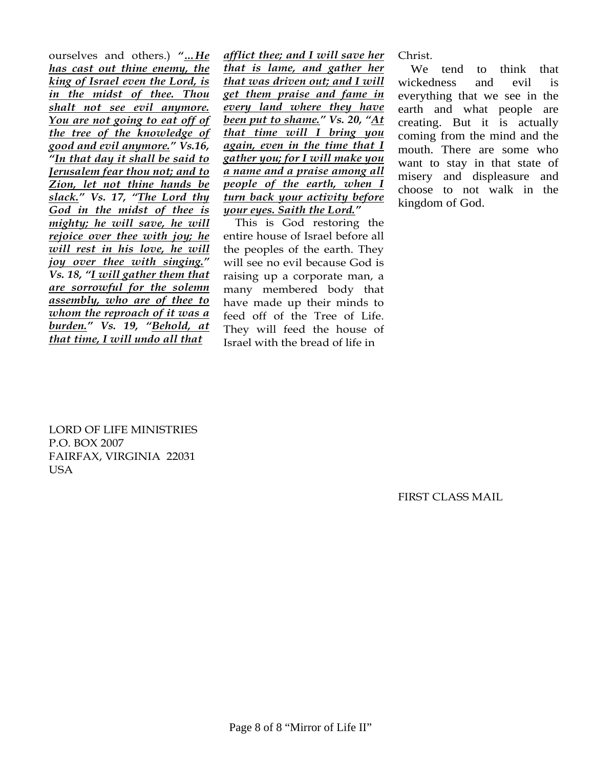ourselves and others.) *"...__He has cast out thine enemy, the king of Israel even the Lord, is in the midst of thee. Thou shalt not see evil anymore. You are not going to eat off of the tree of the knowledge of good and evil anymore.__" Vs.16, "__In that day it shall be said to Jerusalem fear thou not; and to Zion, let not thine hands be slack.__" Vs. 17, "__The Lord thy God in the midst of thee is mighty; he will save, he will rejoice over thee with joy; he will rest in his love, he will joy over thee with singing.__" Vs. 18, "__I will gather them that are sorrowful for the solemn assembly, who are of thee to whom the reproach of it was a burden.__" Vs. 19, "__Behold, at that time, I will undo all that afflict thee; and I will save her that is lame, and gather her that was driven out; and I will get them praise and fame in every land where they have been put to shame.__" Vs. 20, "__At that time will I bring you again, even in the time that I gather you; for I will make you a name and a praise among all people of the earth, when I turn back your activity before your eyes. Saith the Lord.__"*

This is God restoring the entire house of Israel before all the peoples of the earth. They will see no evil because God is raising up a corporate man, a many membered body that have made up their minds to feed off of the Tree of Life. They will feed the house of Israel with the bread of life in Christ.

We tend to think that wickedness and evil is everything that we see in the earth and what people are creating. But it is actually coming from the mind and the mouth. There are some who want to stay in that state of misery and displeasure and choose to not walk in the kingdom of God.

LORD OF LIFE MINISTRIES
P.O. BOX 2007
FAIRFAX, VIRGINIA 22031
USA

FIRST CLASS MAIL